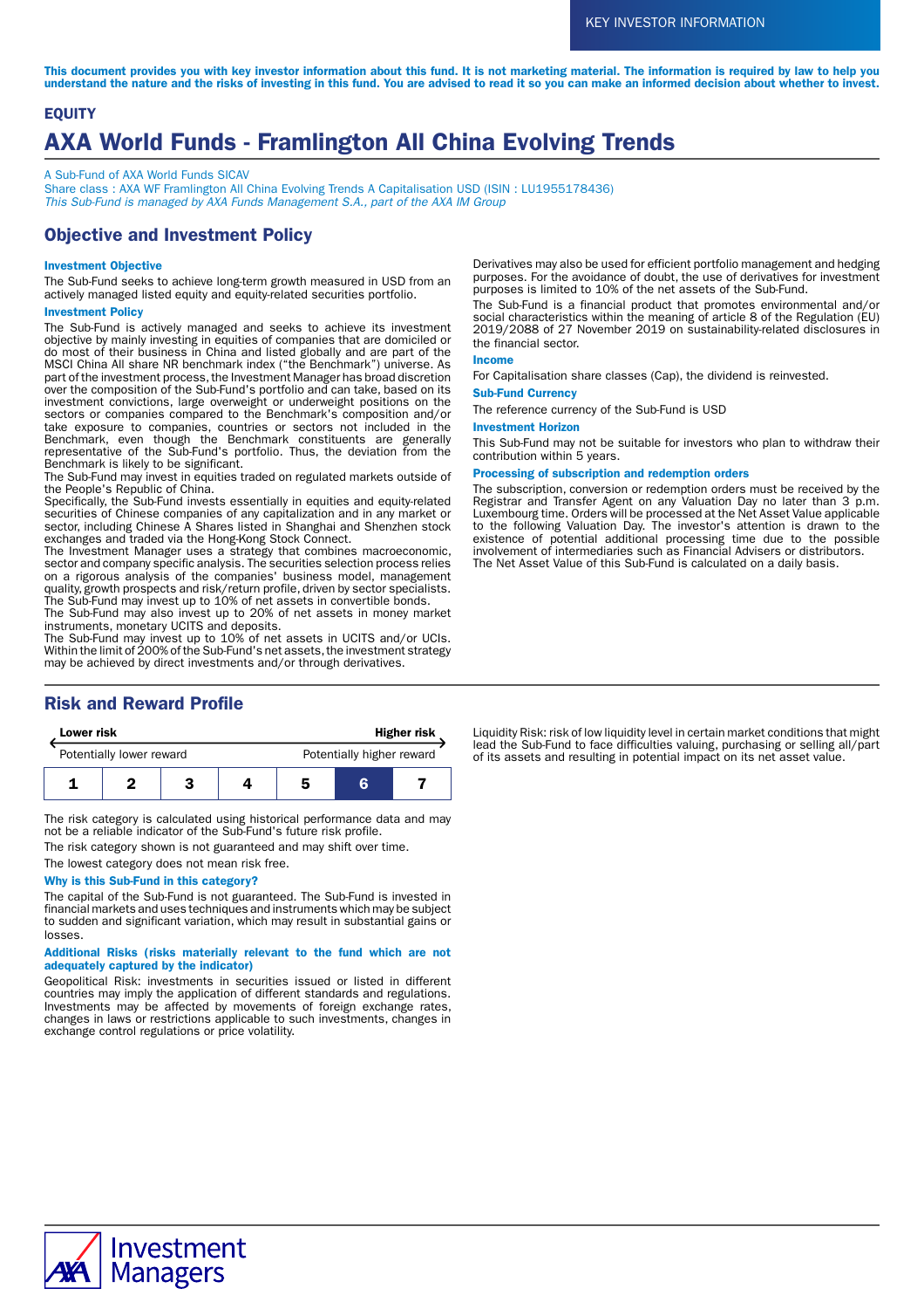KEY INVESTOR INFORMATION

**This document provides you with key investor information about this fund. It is not marketing material. The information is required by law to help you understand the nature and the risks of investing in this fund. You are advised to read it so you can make an informed decision about whether to invest.**

**EQUITY**

# AXA World Funds - Framlington All China Evolving Trends

A Sub-Fund of AXA World Funds SICAV
Share class : AXA WF Framlington All China Evolving Trends A Capitalisation USD (ISIN : LU1955178436)
*This Sub-Fund is managed by AXA Funds Management S.A., part of the AXA IM Group*

## Objective and Investment Policy

### Investment Objective

The Sub-Fund seeks to achieve long-term growth measured in USD from an actively managed listed equity and equity-related securities portfolio.

### Investment Policy

The Sub-Fund is actively managed and seeks to achieve its investment objective by mainly investing in equities of companies that are domiciled or do most of their business in China and listed globally and are part of the MSCI China All share NR benchmark index ("the Benchmark") universe. As part of the investment process, the Investment Manager has broad discretion over the composition of the Sub-Fund's portfolio and can take, based on its investment convictions, large overweight or underweight positions on the sectors or companies compared to the Benchmark's composition and/or take exposure to companies, countries or sectors not included in the Benchmark, even though the Benchmark constituents are generally representative of the Sub-Fund's portfolio. Thus, the deviation from the Benchmark is likely to be significant.
The Sub-Fund may invest in equities traded on regulated markets outside of the People's Republic of China.
Specifically, the Sub-Fund invests essentially in equities and equity-related securities of Chinese companies of any capitalization and in any market or sector, including Chinese A Shares listed in Shanghai and Shenzhen stock exchanges and traded via the Hong-Kong Stock Connect.
The Investment Manager uses a strategy that combines macroeconomic, sector and company specific analysis. The securities selection process relies on a rigorous analysis of the companies' business model, management quality, growth prospects and risk/return profile, driven by sector specialists.
The Sub-Fund may invest up to 10% of net assets in convertible bonds.
The Sub-Fund may also invest up to 20% of net assets in money market instruments, monetary UCITS and deposits.
The Sub-Fund may invest up to 10% of net assets in UCITS and/or UCIs.
Within the limit of 200% of the Sub-Fund's net assets, the investment strategy may be achieved by direct investments and/or through derivatives.
Derivatives may also be used for efficient portfolio management and hedging purposes. For the avoidance of doubt, the use of derivatives for investment purposes is limited to 10% of the net assets of the Sub-Fund.
The Sub-Fund is a financial product that promotes environmental and/or social characteristics within the meaning of article 8 of the Regulation (EU) 2019/2088 of 27 November 2019 on sustainability-related disclosures in the financial sector.

### Income

For Capitalisation share classes (Cap), the dividend is reinvested.

### Sub-Fund Currency

The reference currency of the Sub-Fund is USD

### Investment Horizon

This Sub-Fund may not be suitable for investors who plan to withdraw their contribution within 5 years.

### Processing of subscription and redemption orders

The subscription, conversion or redemption orders must be received by the Registrar and Transfer Agent on any Valuation Day no later than 3 p.m. Luxembourg time. Orders will be processed at the Net Asset Value applicable to the following Valuation Day. The investor's attention is drawn to the existence of potential additional processing time due to the possible involvement of intermediaries such as Financial Advisers or distributors.
The Net Asset Value of this Sub-Fund is calculated on a daily basis.

## Risk and Reward Profile

**Lower risk** — **Higher risk**

Potentially lower reward — Potentially higher reward

| 1 | 2 | 3 | 4 | 5 | **6** | 7 |
|---|---|---|---|---|---|---|

The risk category is calculated using historical performance data and may not be a reliable indicator of the Sub-Fund's future risk profile.

The risk category shown is not guaranteed and may shift over time.

The lowest category does not mean risk free.

### Why is this Sub-Fund in this category?

The capital of the Sub-Fund is not guaranteed. The Sub-Fund is invested in financial markets and uses techniques and instruments which may be subject to sudden and significant variation, which may result in substantial gains or losses.

### Additional Risks (risks materially relevant to the fund which are not adequately captured by the indicator)

Geopolitical Risk: investments in securities issued or listed in different countries may imply the application of different standards and regulations. Investments may be affected by movements of foreign exchange rates, changes in laws or restrictions applicable to such investments, changes in exchange control regulations or price volatility.

Liquidity Risk: risk of low liquidity level in certain market conditions that might lead the Sub-Fund to face difficulties valuing, purchasing or selling all/part of its assets and resulting in potential impact on its net asset value.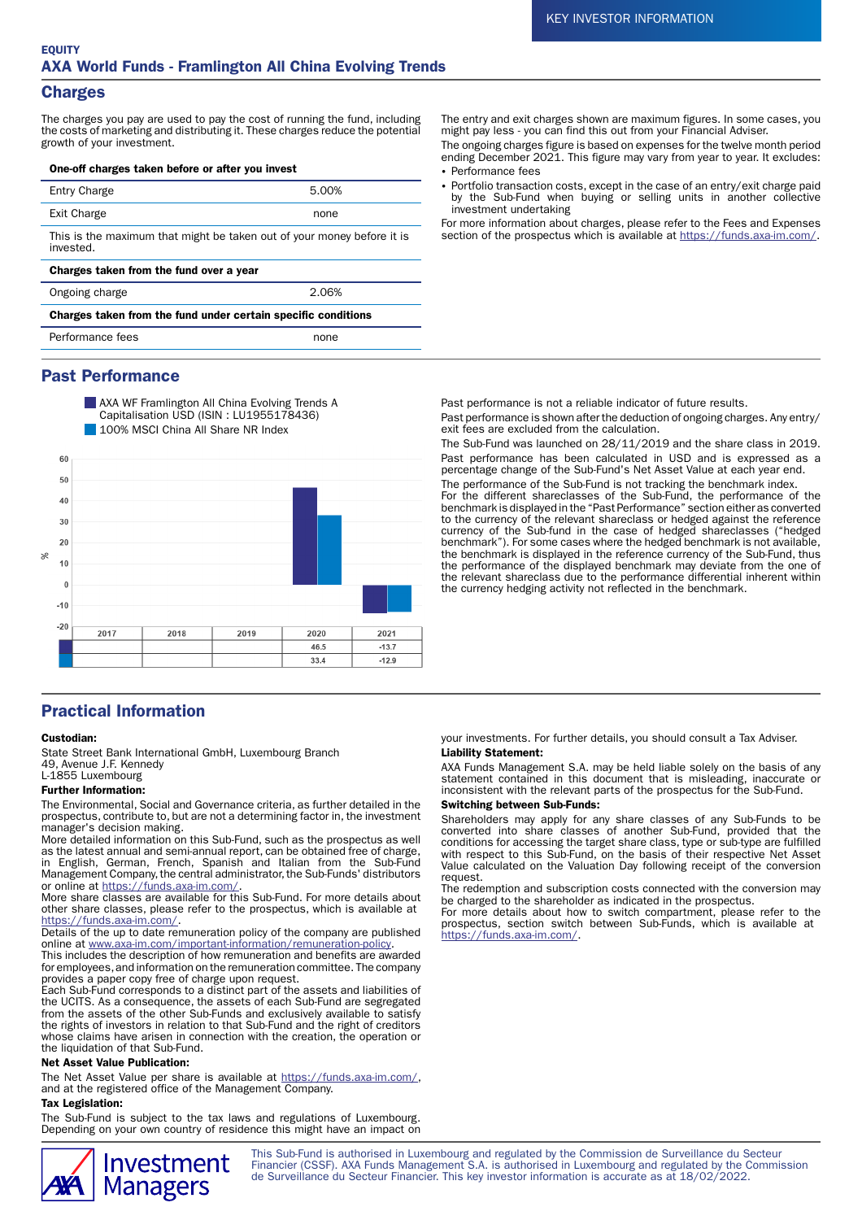KEY INVESTOR INFORMATION

**EQUITY**

# AXA World Funds - Framlington All China Evolving Trends

## Charges

The charges you pay are used to pay the cost of running the fund, including the costs of marketing and distributing it. These charges reduce the potential growth of your investment.

| One-off charges taken before or after you invest | |
|---|---|
| Entry Charge | 5.00% |
| Exit Charge | none |
| This is the maximum that might be taken out of your money before it is invested. | |
| **Charges taken from the fund over a year** | |
| Ongoing charge | 2.06% |
| **Charges taken from the fund under certain specific conditions** | |
| Performance fees | none |

The entry and exit charges shown are maximum figures. In some cases, you might pay less - you can find this out from your Financial Adviser.

The ongoing charges figure is based on expenses for the twelve month period ending December 2021. This figure may vary from year to year. It excludes:

- Performance fees
- Portfolio transaction costs, except in the case of an entry/exit charge paid by the Sub-Fund when buying or selling units in another collective investment undertaking

For more information about charges, please refer to the Fees and Expenses section of the prospectus which is available at https://funds.axa-im.com/.

## Past Performance

AXA WF Framlington All China Evolving Trends A Capitalisation USD (ISIN : LU1955178436)
100% MSCI China All Share NR Index

%
60
50
40
30
20
10
0
-10
-20

2017 2018 2019 2020 2021

2020: 46.5 / 33.4
2021: -13.7 / -12.9

Past performance is not a reliable indicator of future results.

Past performance is shown after the deduction of ongoing charges. Any entry/exit fees are excluded from the calculation.

The Sub-Fund was launched on 28/11/2019 and the share class in 2019.

Past performance has been calculated in USD and is expressed as a percentage change of the Sub-Fund's Net Asset Value at each year end.

The performance of the Sub-Fund is not tracking the benchmark index.
For the different shareclasses of the Sub-Fund, the performance of the benchmark is displayed in the "Past Performance" section either as converted to the currency of the relevant shareclass or hedged against the reference currency of the Sub-fund in the case of hedged shareclasses ("hedged benchmark"). For some cases where the hedged benchmark is not available, the benchmark is displayed in the reference currency of the Sub-Fund, thus the performance of the displayed benchmark may deviate from the one of the relevant shareclass due to the performance differential inherent within the currency hedging activity not reflected in the benchmark.

## Practical Information

**Custodian:**

State Street Bank International GmbH, Luxembourg Branch
49, Avenue J.F. Kennedy
L-1855 Luxembourg

**Further Information:**

The Environmental, Social and Governance criteria, as further detailed in the prospectus, contribute to, but are not a determining factor in, the investment manager's decision making.
More detailed information on this Sub-Fund, such as the prospectus as well as the latest annual and semi-annual report, can be obtained free of charge, in English, German, French, Spanish and Italian from the Sub-Fund Management Company, the central administrator, the Sub-Funds' distributors or online at https://funds.axa-im.com/.
More share classes are available for this Sub-Fund. For more details about other share classes, please refer to the prospectus, which is available at https://funds.axa-im.com/.
Details of the up to date remuneration policy of the company are published online at www.axa-im.com/important-information/remuneration-policy.
This includes the description of how remuneration and benefits are awarded for employees, and information on the remuneration committee. The company provides a paper copy free of charge upon request.
Each Sub-Fund corresponds to a distinct part of the assets and liabilities of the UCITS. As a consequence, the assets of each Sub-Fund are segregated from the assets of the other Sub-Funds and exclusively available to satisfy the rights of investors in relation to that Sub-Fund and the right of creditors whose claims have arisen in connection with the creation, the operation or the liquidation of that Sub-Fund.

**Net Asset Value Publication:**

The Net Asset Value per share is available at https://funds.axa-im.com/, and at the registered office of the Management Company.

**Tax Legislation:**

The Sub-Fund is subject to the tax laws and regulations of Luxembourg. Depending on your own country of residence this might have an impact on your investments. For further details, you should consult a Tax Adviser.

**Liability Statement:**

AXA Funds Management S.A. may be held liable solely on the basis of any statement contained in this document that is misleading, inaccurate or inconsistent with the relevant parts of the prospectus for the Sub-Fund.

**Switching between Sub-Funds:**

Shareholders may apply for any share classes of any Sub-Funds to be converted into share classes of another Sub-Fund, provided that the conditions for accessing the target share class, type or sub-type are fulfilled with respect to this Sub-Fund, on the basis of their respective Net Asset Value calculated on the Valuation Day following receipt of the conversion request.
The redemption and subscription costs connected with the conversion may be charged to the shareholder as indicated in the prospectus.
For more details about how to switch compartment, please refer to the prospectus, section switch between Sub-Funds, which is available at https://funds.axa-im.com/.

AXA Investment Managers

This Sub-Fund is authorised in Luxembourg and regulated by the Commission de Surveillance du Secteur Financier (CSSF). AXA Funds Management S.A. is authorised in Luxembourg and regulated by the Commission de Surveillance du Secteur Financier. This key investor information is accurate as at 18/02/2022.